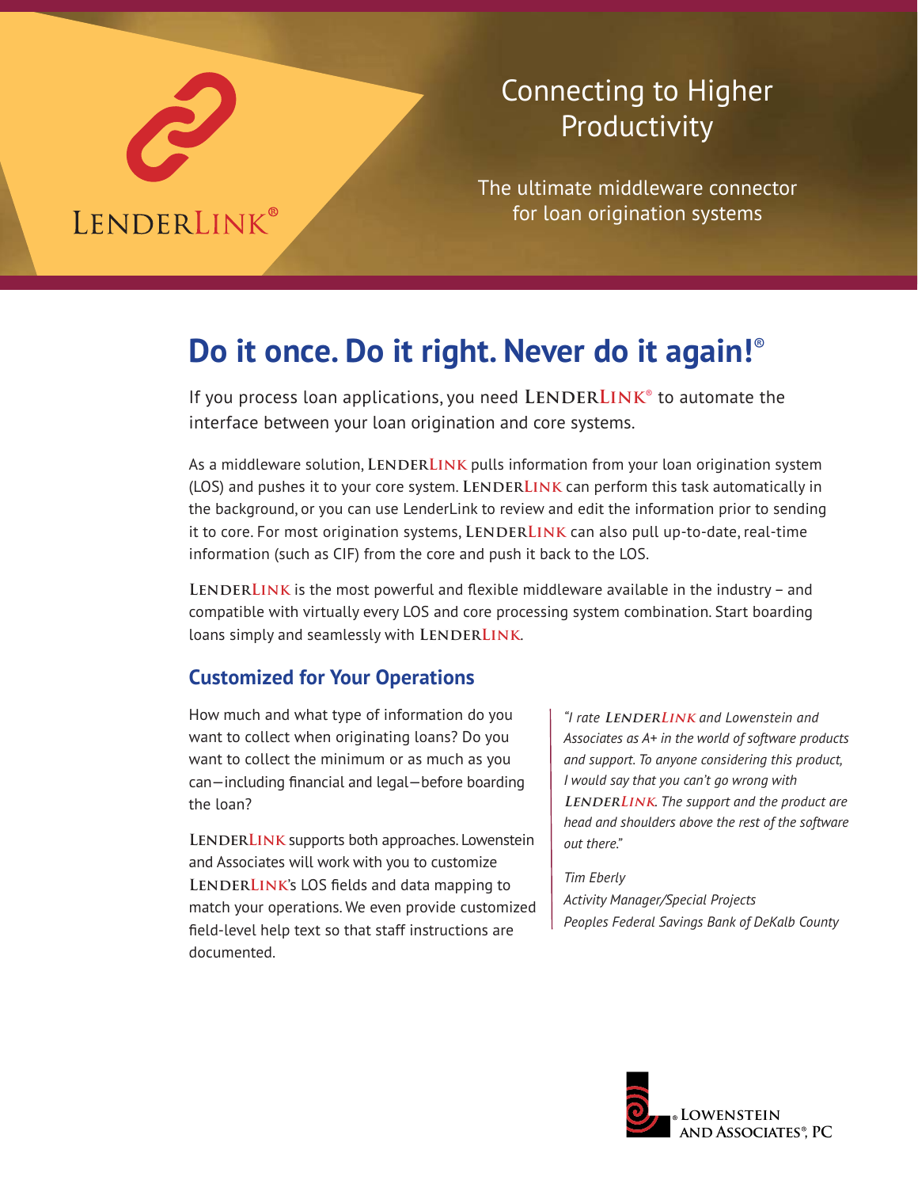LENDERLINK®

# Connecting to Higher Productivity

The ultimate middleware connector for loan origination systems

## Do it once. Do it right. Never do it again!®

If you process loan applications, you need LENDERLINK® to automate the interface between your loan origination and core systems.

As a middleware solution, LENDERLINK pulls information from your loan origination system (LOS) and pushes it to your core system. LENDERLINK can perform this task automatically in the background, or you can use LenderLink to review and edit the information prior to sending it to core. For most origination systems, LENDERLINK can also pull up-to-date, real-time information (such as CIF) from the core and push it back to the LOS.

LENDERLINK is the most powerful and flexible middleware available in the industry – and compatible with virtually every LOS and core processing system combination. Start boarding loans simply and seamlessly with LENDERLINK.

### Customized for Your Operations

How much and what type of information do you want to collect when originating loans? Do you want to collect the minimum or as much as you can—including financial and legal—before boarding the loan?

LENDERLINK supports both approaches. Lowenstein and Associates will work with you to customize LENDERLINK's LOS fields and data mapping to match your operations. We even provide customized field-level help text so that staff instructions are documented.

> *"I rate LENDERLINK and Lowenstein and Associates as A+ in the world of software products and support. To anyone considering this product, I would say that you can't go wrong with LENDERLINK. The support and the product are head and shoulders above the rest of the software out there."*
>
> *Tim Eberly*
> *Activity Manager/Special Projects*
> *Peoples Federal Savings Bank of DeKalb County*

® LOWENSTEIN AND ASSOCIATES®, PC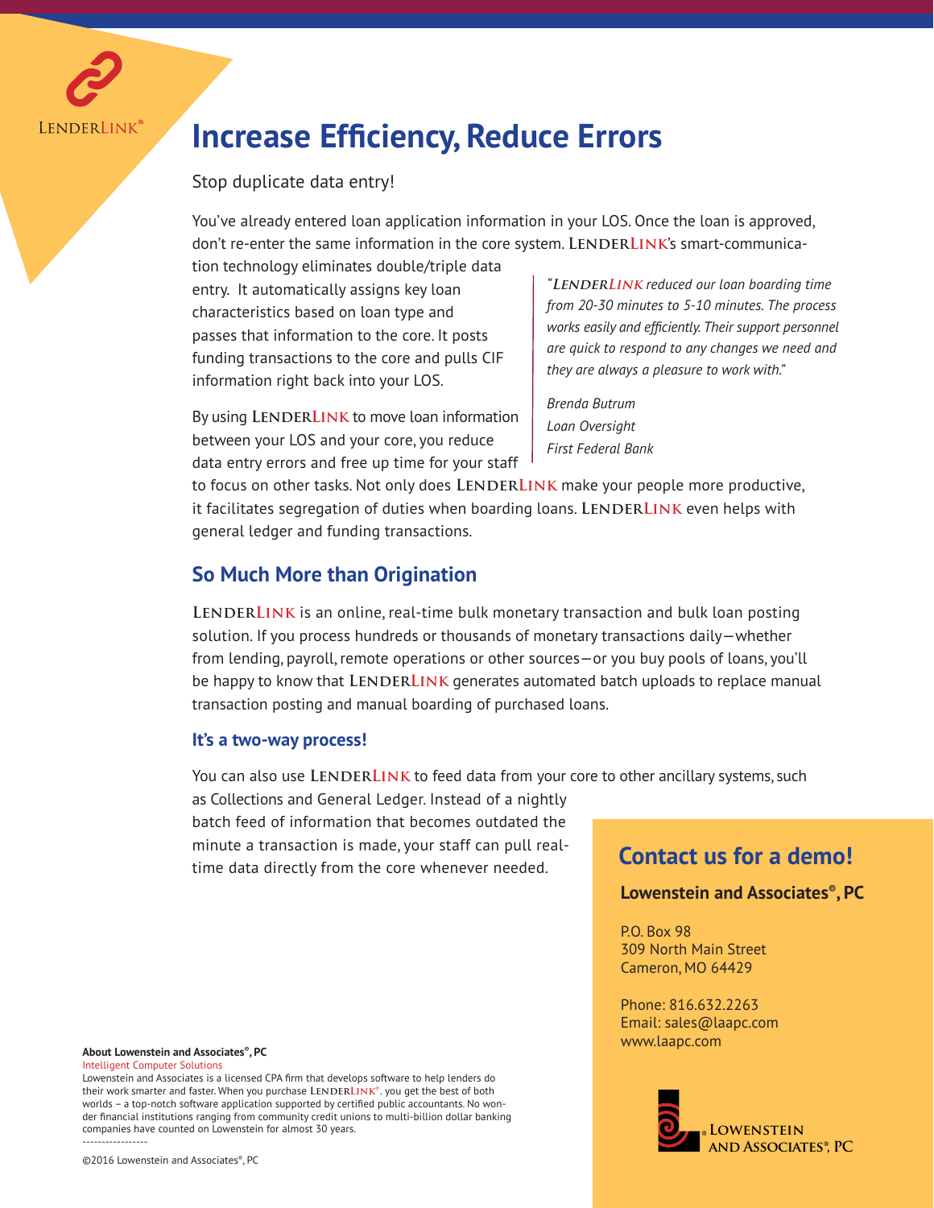LENDERLINK®

# Increase Efficiency, Reduce Errors

Stop duplicate data entry!

You've already entered loan application information in your LOS. Once the loan is approved, don't re-enter the same information in the core system. LENDERLINK's smart-communication technology eliminates double/triple data entry. It automatically assigns key loan characteristics based on loan type and passes that information to the core. It posts funding transactions to the core and pulls CIF information right back into your LOS.

> *"LENDERLINK reduced our loan boarding time from 20-30 minutes to 5-10 minutes. The process works easily and efficiently. Their support personnel are quick to respond to any changes we need and they are always a pleasure to work with."*
>
> *Brenda Butrum*
> *Loan Oversight*
> *First Federal Bank*

By using LENDERLINK to move loan information between your LOS and your core, you reduce data entry errors and free up time for your staff to focus on other tasks. Not only does LENDERLINK make your people more productive, it facilitates segregation of duties when boarding loans. LENDERLINK even helps with general ledger and funding transactions.

## So Much More than Origination

LENDERLINK is an online, real-time bulk monetary transaction and bulk loan posting solution. If you process hundreds or thousands of monetary transactions daily—whether from lending, payroll, remote operations or other sources—or you buy pools of loans, you'll be happy to know that LENDERLINK generates automated batch uploads to replace manual transaction posting and manual boarding of purchased loans.

### It's a two-way process!

You can also use LENDERLINK to feed data from your core to other ancillary systems, such as Collections and General Ledger. Instead of a nightly batch feed of information that becomes outdated the minute a transaction is made, your staff can pull real-time data directly from the core whenever needed.

## Contact us for a demo!

**Lowenstein and Associates®, PC**

P.O. Box 98
309 North Main Street
Cameron, MO 64429

Phone: 816.632.2263
Email: sales@laapc.com
www.laapc.com

LOWENSTEIN AND ASSOCIATES®, PC

**About Lowenstein and Associates®, PC**
Intelligent Computer Solutions
Lowenstein and Associates is a licensed CPA firm that develops software to help lenders do their work smarter and faster. When you purchase LENDERLINK®, you get the best of both worlds – a top-notch software application supported by certified public accountants. No wonder financial institutions ranging from community credit unions to multi-billion dollar banking companies have counted on Lowenstein for almost 30 years.

-----------------

©2016 Lowenstein and Associates®, PC